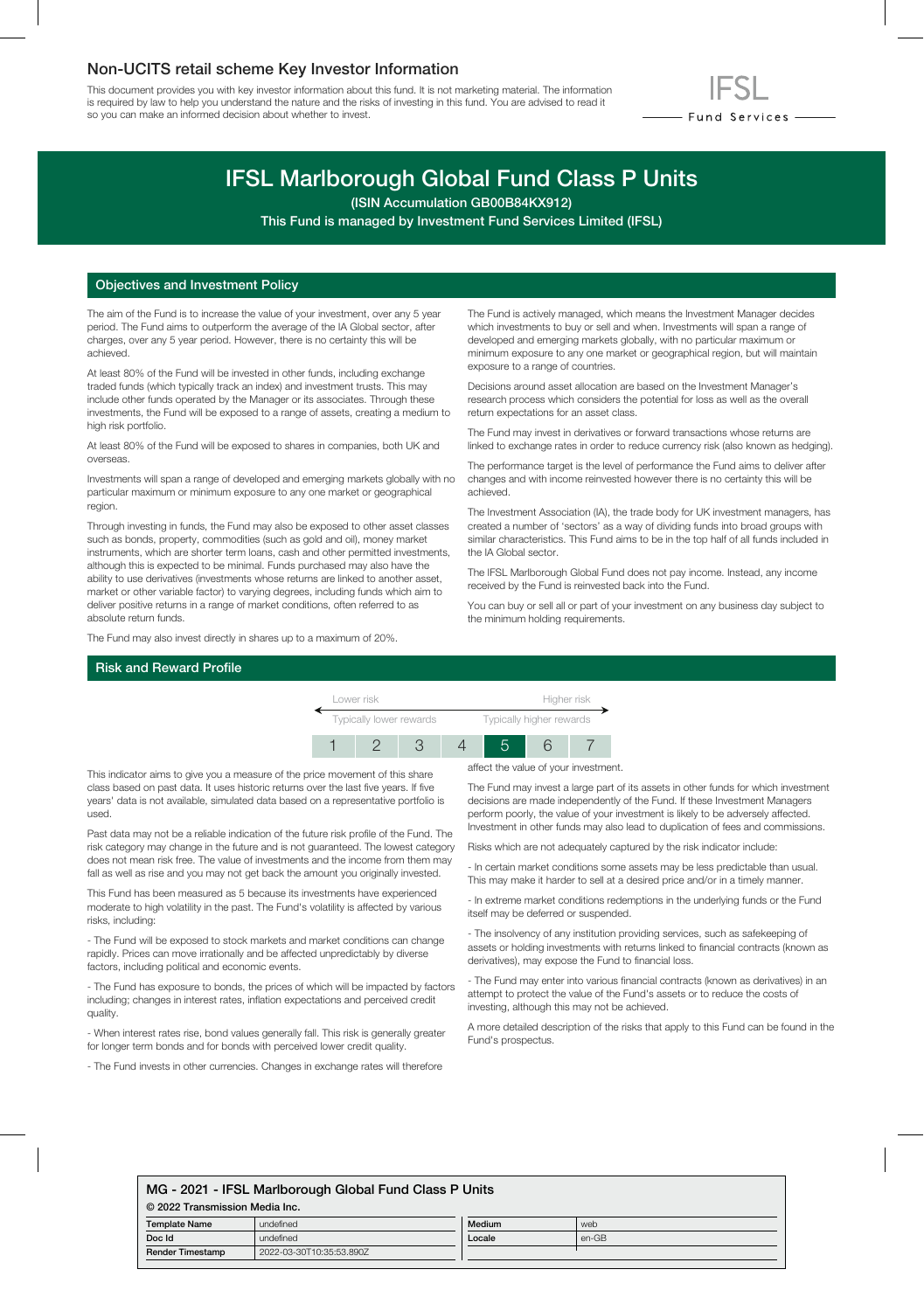## Non-UCITS retail scheme Key Investor Information

This document provides you with key investor information about this fund. It is not marketing material. The information is required by law to help you understand the nature and the risks of investing in this fund. You are advised to read it so you can make an informed decision about whether to invest.

IFSL Fund Services

# IFSL Marlborough Global Fund Class P Units

(ISIN Accumulation GB00B84KX912)

This Fund is managed by Investment Fund Services Limited (IFSL)

## Objectives and Investment Policy

The aim of the Fund is to increase the value of your investment, over any 5 year period. The Fund aims to outperform the average of the IA Global sector, after charges, over any 5 year period. However, there is no certainty this will be achieved.

At least 80% of the Fund will be invested in other funds, including exchange traded funds (which typically track an index) and investment trusts. This may include other funds operated by the Manager or its associates. Through these investments, the Fund will be exposed to a range of assets, creating a medium to high risk portfolio.

At least 80% of the Fund will be exposed to shares in companies, both UK and overseas.

Investments will span a range of developed and emerging markets globally with no particular maximum or minimum exposure to any one market or geographical region.

Through investing in funds, the Fund may also be exposed to other asset classes such as bonds, property, commodities (such as gold and oil), money market instruments, which are shorter term loans, cash and other permitted investments, although this is expected to be minimal. Funds purchased may also have the ability to use derivatives (investments whose returns are linked to another asset, market or other variable factor) to varying degrees, including funds which aim to deliver positive returns in a range of market conditions, often referred to as absolute return funds.

The Fund may also invest directly in shares up to a maximum of 20%.

The Fund is actively managed, which means the Investment Manager decides which investments to buy or sell and when. Investments will span a range of developed and emerging markets globally, with no particular maximum or minimum exposure to any one market or geographical region, but will maintain exposure to a range of countries.

Decisions around asset allocation are based on the Investment Manager's research process which considers the potential for loss as well as the overall return expectations for an asset class.

The Fund may invest in derivatives or forward transactions whose returns are linked to exchange rates in order to reduce currency risk (also known as hedging).

The performance target is the level of performance the Fund aims to deliver after changes and with income reinvested however there is no certainty this will be achieved.

The Investment Association (IA), the trade body for UK investment managers, has created a number of 'sectors' as a way of dividing funds into broad groups with similar characteristics. This Fund aims to be in the top half of all funds included in the IA Global sector.

The IFSL Marlborough Global Fund does not pay income. Instead, any income received by the Fund is reinvested back into the Fund.

You can buy or sell all or part of your investment on any business day subject to the minimum holding requirements.

## Risk and Reward Profile

Lower risk — Higher risk

Typically lower rewards — Typically higher rewards

| 1 | 2 | 3 | 4 | **5** | 6 | 7 |
|---|---|---|---|---|---|---|

This indicator aims to give you a measure of the price movement of this share class based on past data. It uses historic returns over the last five years. If five years' data is not available, simulated data based on a representative portfolio is used.

Past data may not be a reliable indication of the future risk profile of the Fund. The risk category may change in the future and is not guaranteed. The lowest category does not mean risk free. The value of investments and the income from them may fall as well as rise and you may not get back the amount you originally invested.

This Fund has been measured as 5 because its investments have experienced moderate to high volatility in the past. The Fund's volatility is affected by various risks, including:

- The Fund will be exposed to stock markets and market conditions can change rapidly. Prices can move irrationally and be affected unpredictably by diverse factors, including political and economic events.

- The Fund has exposure to bonds, the prices of which will be impacted by factors including; changes in interest rates, inflation expectations and perceived credit quality.

- When interest rates rise, bond values generally fall. This risk is generally greater for longer term bonds and for bonds with perceived lower credit quality.

- The Fund invests in other currencies. Changes in exchange rates will therefore affect the value of your investment.

The Fund may invest a large part of its assets in other funds for which investment decisions are made independently of the Fund. If these Investment Managers perform poorly, the value of your investment is likely to be adversely affected. Investment in other funds may also lead to duplication of fees and commissions.

Risks which are not adequately captured by the risk indicator include:

- In certain market conditions some assets may be less predictable than usual. This may make it harder to sell at a desired price and/or in a timely manner.

- In extreme market conditions redemptions in the underlying funds or the Fund itself may be deferred or suspended.

- The insolvency of any institution providing services, such as safekeeping of assets or holding investments with returns linked to financial contracts (known as derivatives), may expose the Fund to financial loss.

- The Fund may enter into various financial contracts (known as derivatives) in an attempt to protect the value of the Fund's assets or to reduce the costs of investing, although this may not be achieved.

A more detailed description of the risks that apply to this Fund can be found in the Fund's prospectus.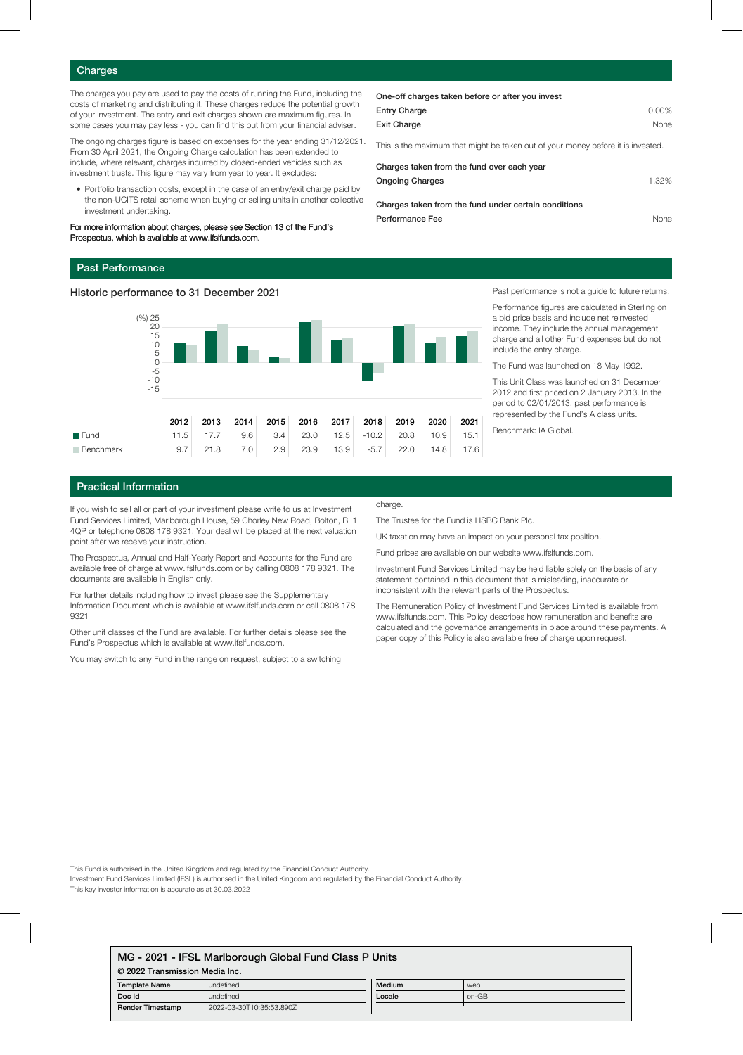## Charges

The charges you pay are used to pay the costs of running the Fund, including the costs of marketing and distributing it. These charges reduce the potential growth of your investment. The entry and exit charges shown are maximum figures. In some cases you may pay less - you can find this out from your financial adviser.

The ongoing charges figure is based on expenses for the year ending 31/12/2021. From 30 April 2021, the Ongoing Charge calculation has been extended to include, where relevant, charges incurred by closed-ended vehicles such as investment trusts. This figure may vary from year to year. It excludes:

- Portfolio transaction costs, except in the case of an entry/exit charge paid by the non-UCITS retail scheme when buying or selling units in another collective investment undertaking.

**For more information about charges, please see Section 13 of the Fund's Prospectus, which is available at www.ifslfunds.com.**

| One-off charges taken before or after you invest | |
|---|---|
| **Entry Charge** | 0.00% |
| **Exit Charge** | None |

This is the maximum that might be taken out of your money before it is invested.

| Charges taken from the fund over each year | |
|---|---|
| **Ongoing Charges** | 1.32% |

| Charges taken from the fund under certain conditions | |
|---|---|
| **Performance Fee** | None |

## Past Performance

### Historic performance to 31 December 2021

(%) 25
20
15
10
5
0
-5
-10
-15

| | 2012 | 2013 | 2014 | 2015 | 2016 | 2017 | 2018 | 2019 | 2020 | 2021 |
|---|---|---|---|---|---|---|---|---|---|---|
| Fund | 11.5 | 17.7 | 9.6 | 3.4 | 23.0 | 12.5 | -10.2 | 20.8 | 10.9 | 15.1 |
| Benchmark | 9.7 | 21.8 | 7.0 | 2.9 | 23.9 | 13.9 | -5.7 | 22.0 | 14.8 | 17.6 |

Past performance is not a guide to future returns.

Performance figures are calculated in Sterling on a bid price basis and include net reinvested income. They include the annual management charge and all other Fund expenses but do not include the entry charge.

The Fund was launched on 18 May 1992.

This Unit Class was launched on 31 December 2012 and first priced on 2 January 2013. In the period to 02/01/2013, past performance is represented by the Fund's A class units.

Benchmark: IA Global.

## Practical Information

If you wish to sell all or part of your investment please write to us at Investment Fund Services Limited, Marlborough House, 59 Chorley New Road, Bolton, BL1 4QP or telephone 0808 178 9321. Your deal will be placed at the next valuation point after we receive your instruction.

The Prospectus, Annual and Half-Yearly Report and Accounts for the Fund are available free of charge at www.ifslfunds.com or by calling 0808 178 9321. The documents are available in English only.

For further details including how to invest please see the Supplementary Information Document which is available at www.ifslfunds.com or call 0808 178 9321

Other unit classes of the Fund are available. For further details please see the Fund's Prospectus which is available at www.ifslfunds.com.

You may switch to any Fund in the range on request, subject to a switching charge.

The Trustee for the Fund is HSBC Bank Plc.

UK taxation may have an impact on your personal tax position.

Fund prices are available on our website www.ifslfunds.com.

Investment Fund Services Limited may be held liable solely on the basis of any statement contained in this document that is misleading, inaccurate or inconsistent with the relevant parts of the Prospectus.

The Remuneration Policy of Investment Fund Services Limited is available from www.ifslfunds.com. This Policy describes how remuneration and benefits are calculated and the governance arrangements in place around these payments. A paper copy of this Policy is also available free of charge upon request.

This Fund is authorised in the United Kingdom and regulated by the Financial Conduct Authority.
Investment Fund Services Limited (IFSL) is authorised in the United Kingdom and regulated by the Financial Conduct Authority.
This key investor information is accurate as at 30.03.2022

**MG - 2021 - IFSL Marlborough Global Fund Class P Units**
**© 2022 Transmission Media Inc.**

| | | | |
|---|---|---|---|
| **Template Name** | undefined | **Medium** | web |
| **Doc Id** | undefined | **Locale** | en-GB |
| **Render Timestamp** | 2022-03-30T10:35:53.890Z | | |